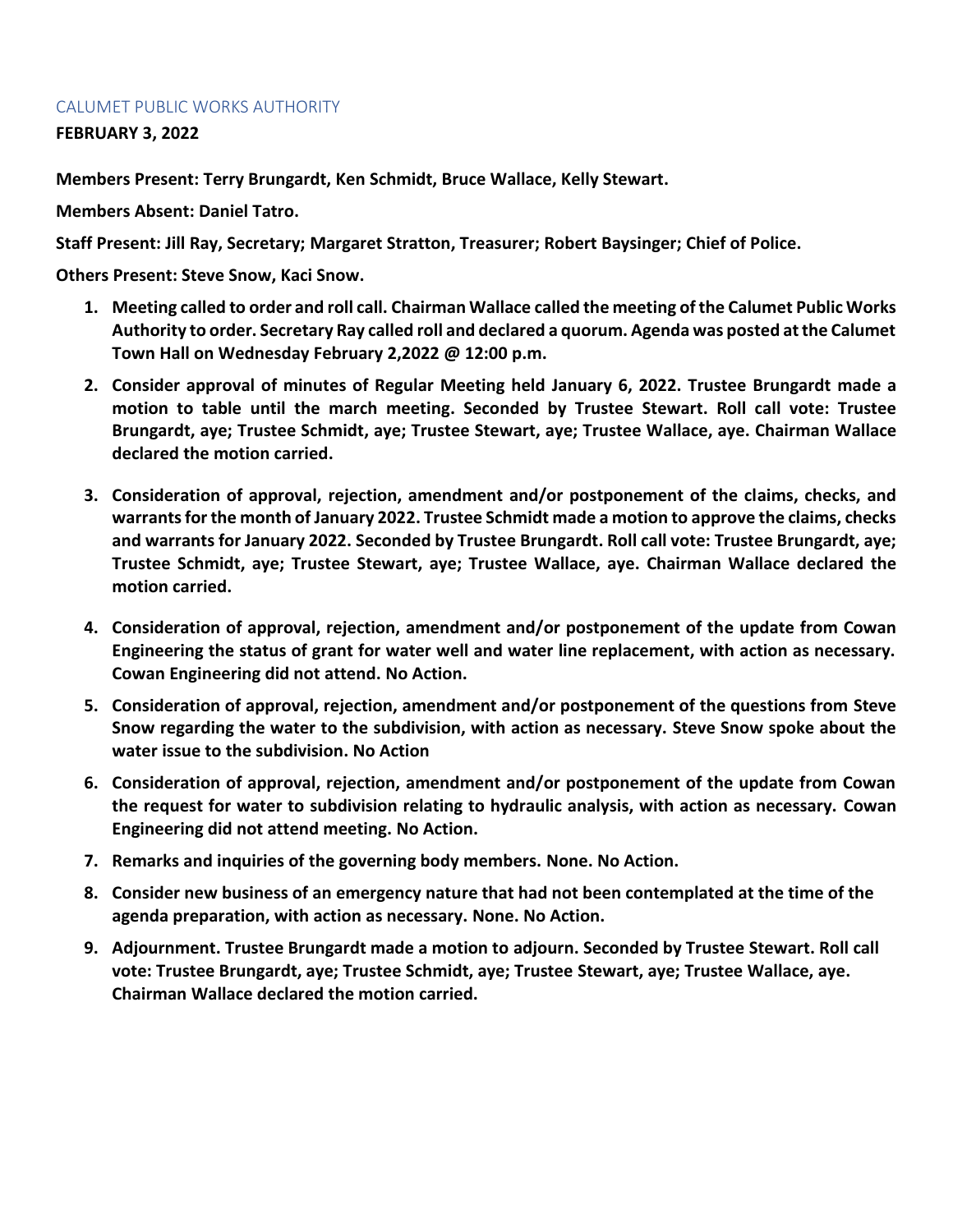CALUMET PUBLIC WORKS AUTHORITY

**FEBRUARY 3, 2022**

**Members Present: Terry Brungardt, Ken Schmidt, Bruce Wallace, Kelly Stewart.**

**Members Absent: Daniel Tatro.**

**Staff Present: Jill Ray, Secretary; Margaret Stratton, Treasurer; Robert Baysinger; Chief of Police.**

**Others Present: Steve Snow, Kaci Snow.**

1. **Meeting called to order and roll call. Chairman Wallace called the meeting of the Calumet Public Works Authority to order. Secretary Ray called roll and declared a quorum. Agenda was posted at the Calumet Town Hall on Wednesday February 2,2022 @ 12:00 p.m.**
2. **Consider approval of minutes of Regular Meeting held January 6, 2022. Trustee Brungardt made a motion to table until the march meeting. Seconded by Trustee Stewart. Roll call vote: Trustee Brungardt, aye; Trustee Schmidt, aye; Trustee Stewart, aye; Trustee Wallace, aye. Chairman Wallace declared the motion carried.**
3. **Consideration of approval, rejection, amendment and/or postponement of the claims, checks, and warrants for the month of January 2022. Trustee Schmidt made a motion to approve the claims, checks and warrants for January 2022. Seconded by Trustee Brungardt. Roll call vote: Trustee Brungardt, aye; Trustee Schmidt, aye; Trustee Stewart, aye; Trustee Wallace, aye. Chairman Wallace declared the motion carried.**
4. **Consideration of approval, rejection, amendment and/or postponement of the update from Cowan Engineering the status of grant for water well and water line replacement, with action as necessary. Cowan Engineering did not attend. No Action.**
5. **Consideration of approval, rejection, amendment and/or postponement of the questions from Steve Snow regarding the water to the subdivision, with action as necessary. Steve Snow spoke about the water issue to the subdivision. No Action**
6. **Consideration of approval, rejection, amendment and/or postponement of the update from Cowan the request for water to subdivision relating to hydraulic analysis, with action as necessary. Cowan Engineering did not attend meeting. No Action.**
7. **Remarks and inquiries of the governing body members. None. No Action.**
8. **Consider new business of an emergency nature that had not been contemplated at the time of the agenda preparation, with action as necessary. None. No Action.**
9. **Adjournment. Trustee Brungardt made a motion to adjourn. Seconded by Trustee Stewart. Roll call vote: Trustee Brungardt, aye; Trustee Schmidt, aye; Trustee Stewart, aye; Trustee Wallace, aye. Chairman Wallace declared the motion carried.**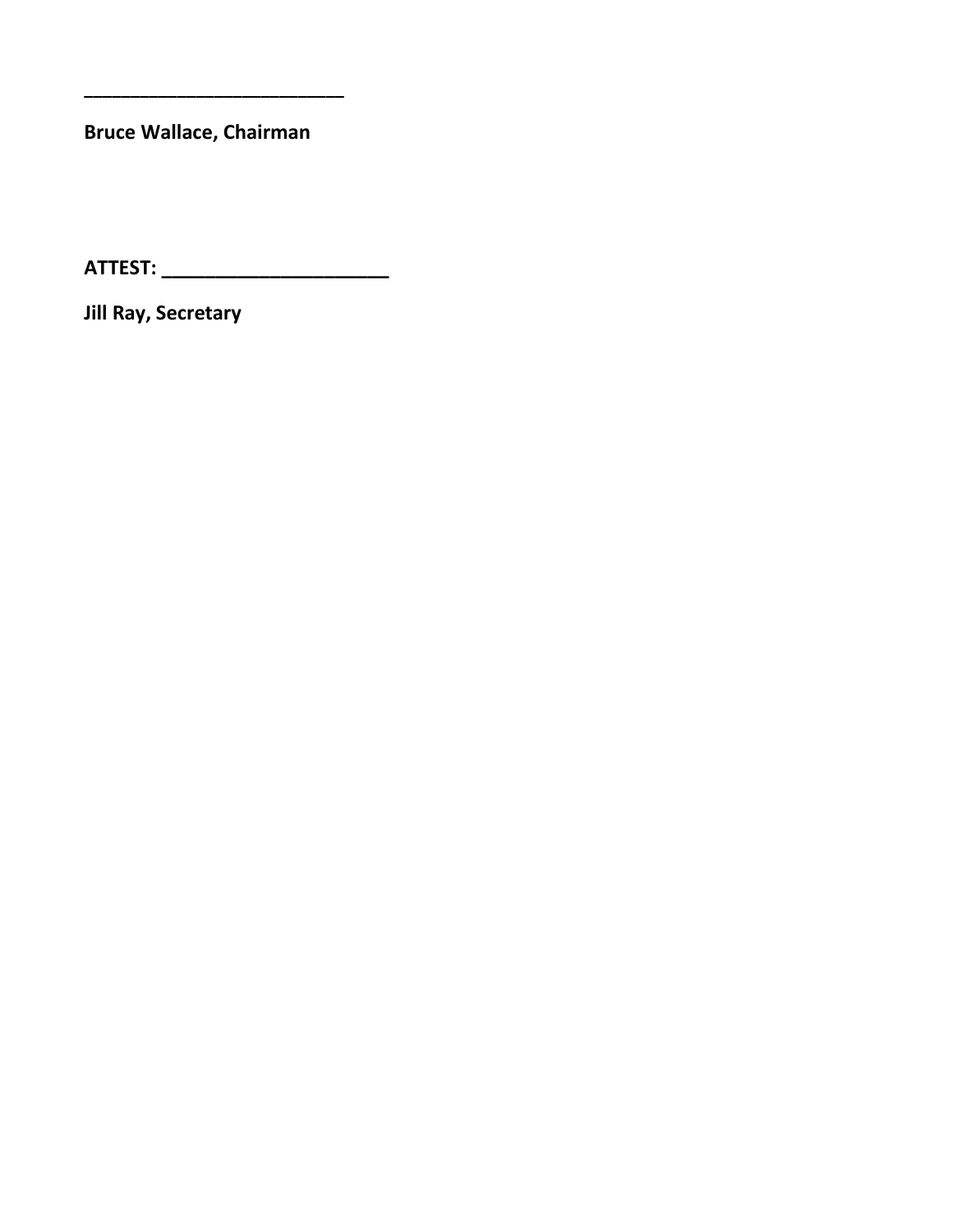_________________________

**Bruce Wallace, Chairman**

**ATTEST: _____________________**

**Jill Ray, Secretary**